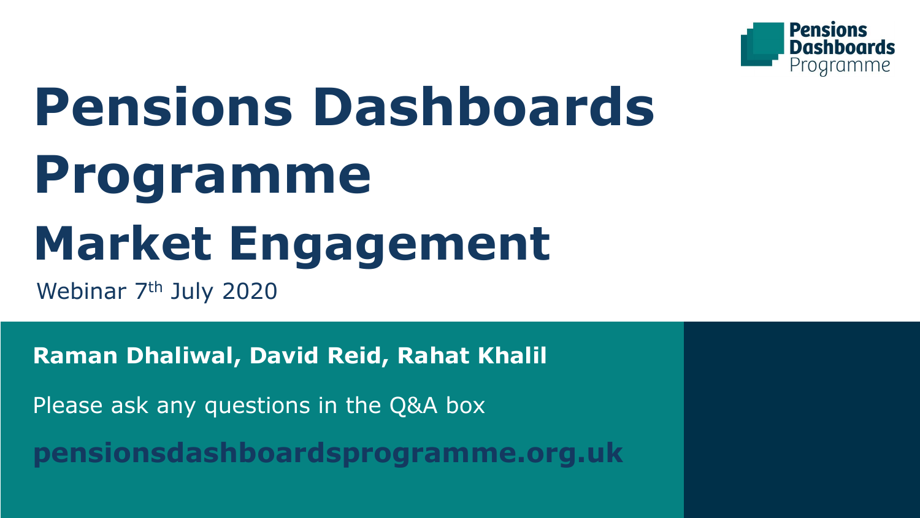# Pensions Dashboards Programme

## Market Engagement

Webinar 7th July 2020

**Raman Dhaliwal, David Reid, Rahat Khalil**

Please ask any questions in the Q&A box

**pensionsdashboardsprogramme.org.uk**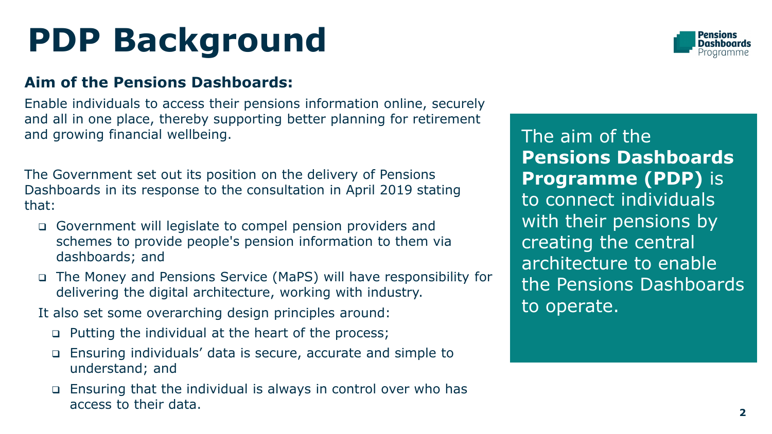# PDP Background

**Aim of the Pensions Dashboards:**

Enable individuals to access their pensions information online, securely and all in one place, thereby supporting better planning for retirement and growing financial wellbeing.

The Government set out its position on the delivery of Pensions Dashboards in its response to the consultation in April 2019 stating that:

- Government will legislate to compel pension providers and schemes to provide people's pension information to them via dashboards; and
- The Money and Pensions Service (MaPS) will have responsibility for delivering the digital architecture, working with industry.

It also set some overarching design principles around:

- Putting the individual at the heart of the process;
- Ensuring individuals' data is secure, accurate and simple to understand; and
- Ensuring that the individual is always in control over who has access to their data.

The aim of the **Pensions Dashboards Programme (PDP)** is to connect individuals with their pensions by creating the central architecture to enable the Pensions Dashboards to operate.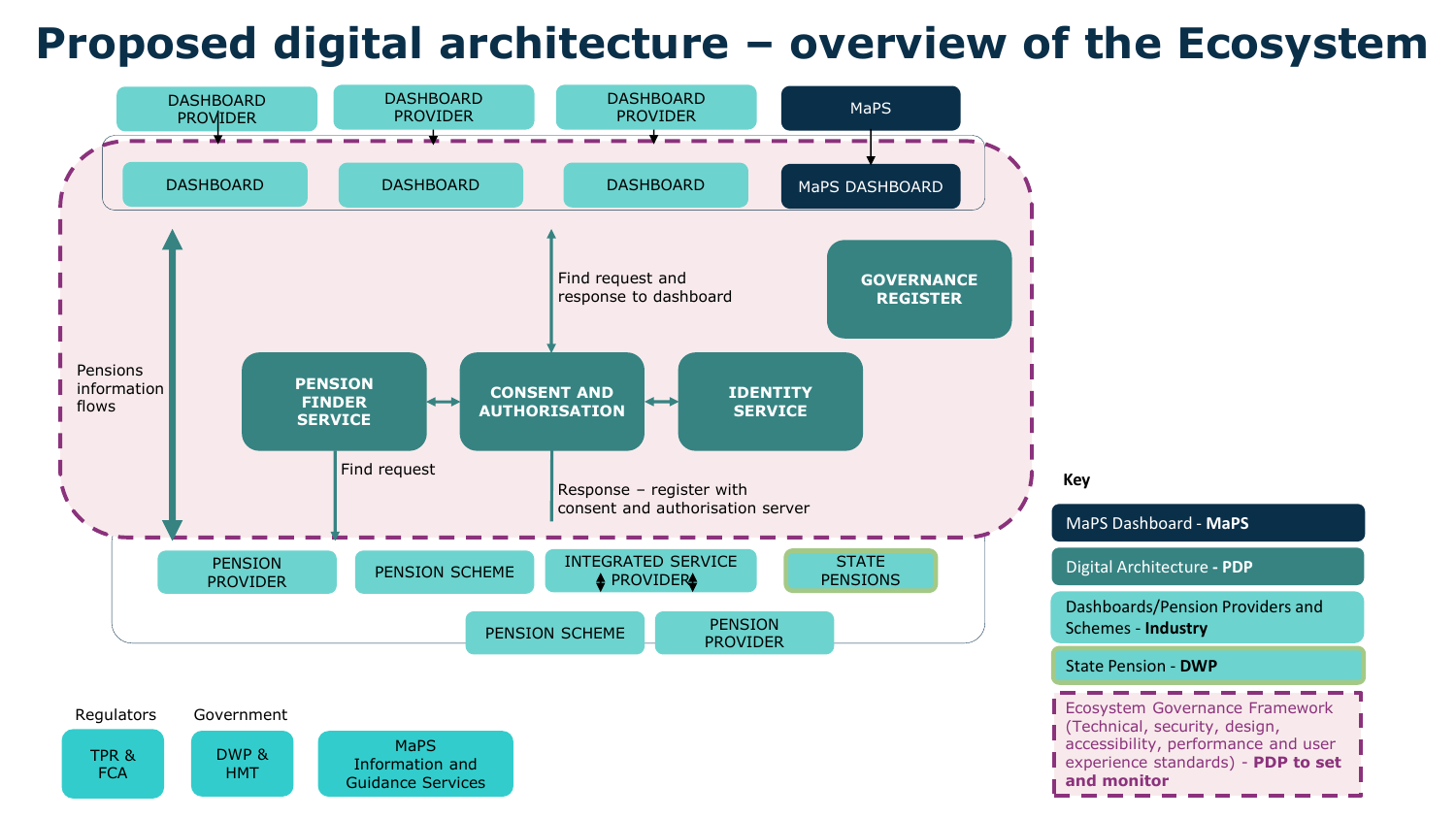# Proposed digital architecture – overview of the Ecosystem

DASHBOARD PROVIDER

DASHBOARD PROVIDER

DASHBOARD PROVIDER

MaPS

DASHBOARD

DASHBOARD

DASHBOARD

MaPS DASHBOARD

GOVERNANCE REGISTER

Pensions information flows

Find request and response to dashboard

PENSION FINDER SERVICE

CONSENT AND AUTHORISATION

IDENTITY SERVICE

Find request

Response – register with consent and authorisation server

PENSION PROVIDER

PENSION SCHEME

INTEGRATED SERVICE PROVIDER

STATE PENSIONS

PENSION SCHEME

PENSION PROVIDER

Regulators

TPR & FCA

Government

DWP & HMT

MaPS Information and Guidance Services

**Key**

- MaPS Dashboard - **MaPS**
- Digital Architecture - **PDP**
- Dashboards/Pension Providers and Schemes - **Industry**
- State Pension - **DWP**
- Ecosystem Governance Framework (Technical, security, design, accessibility, performance and user experience standards) - **PDP to set and monitor**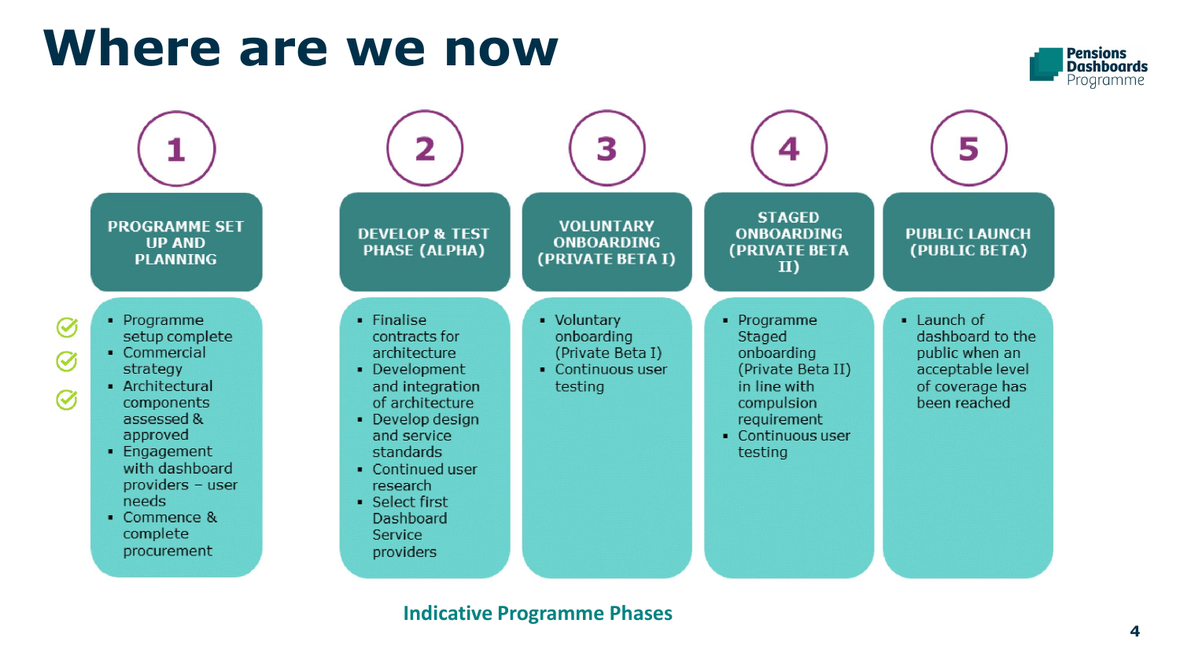# Where are we now

## 1. PROGRAMME SET UP AND PLANNING

- ✓ Programme setup complete
- ✓ Commercial strategy
- ✓ Architectural components assessed & approved
- Engagement with dashboard providers – user needs
- Commence & complete procurement

## 2. DEVELOP & TEST PHASE (ALPHA)

- Finalise contracts for architecture
- Development and integration of architecture
- Develop design and service standards
- Continued user research
- Select first Dashboard Service providers

## 3. VOLUNTARY ONBOARDING (PRIVATE BETA I)

- Voluntary onboarding (Private Beta I)
- Continuous user testing

## 4. STAGED ONBOARDING (PRIVATE BETA II)

- Programme Staged onboarding (Private Beta II) in line with compulsion requirement
- Continuous user testing

## 5. PUBLIC LAUNCH (PUBLIC BETA)

- Launch of dashboard to the public when an acceptable level of coverage has been reached

**Indicative Programme Phases**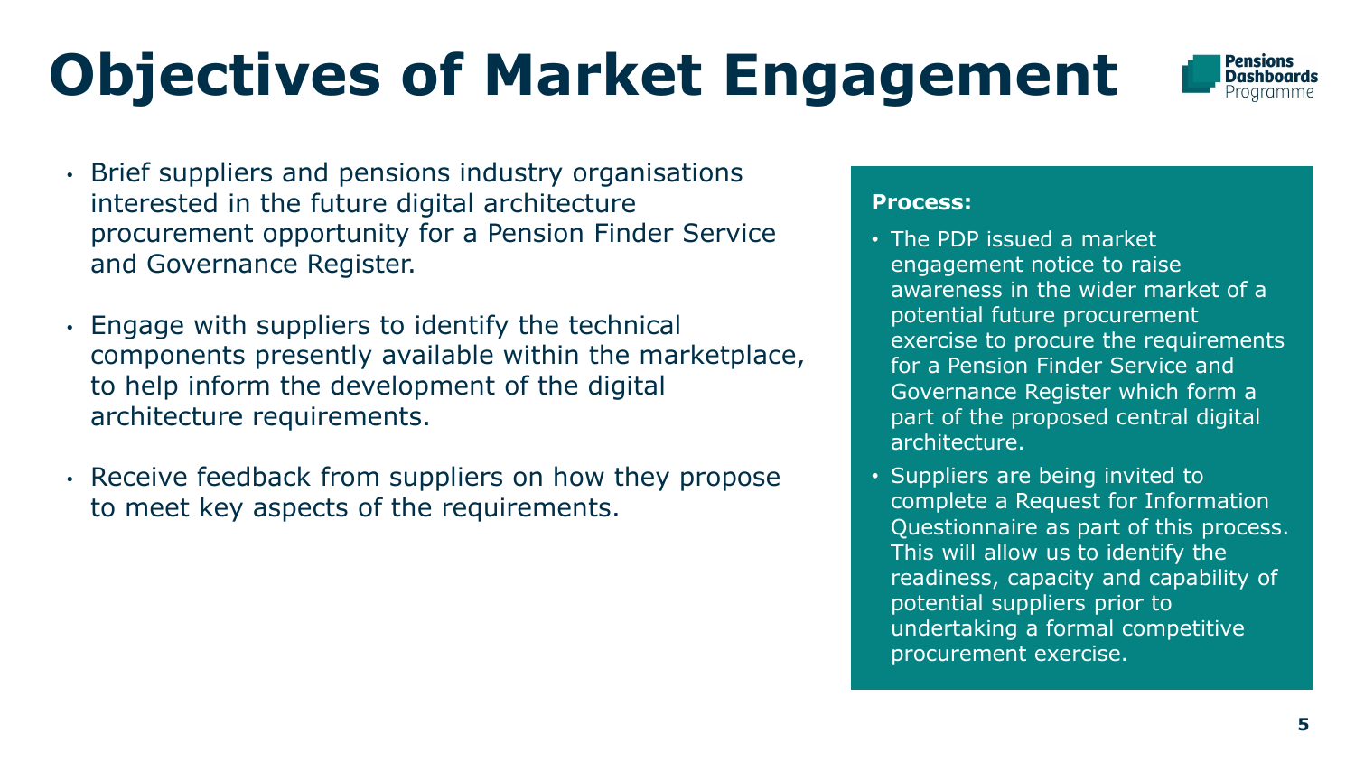# Objectives of Market Engagement

- Brief suppliers and pensions industry organisations interested in the future digital architecture procurement opportunity for a Pension Finder Service and Governance Register.
- Engage with suppliers to identify the technical components presently available within the marketplace, to help inform the development of the digital architecture requirements.
- Receive feedback from suppliers on how they propose to meet key aspects of the requirements.

**Process:**

- The PDP issued a market engagement notice to raise awareness in the wider market of a potential future procurement exercise to procure the requirements for a Pension Finder Service and Governance Register which form a part of the proposed central digital architecture.
- Suppliers are being invited to complete a Request for Information Questionnaire as part of this process. This will allow us to identify the readiness, capacity and capability of potential suppliers prior to undertaking a formal competitive procurement exercise.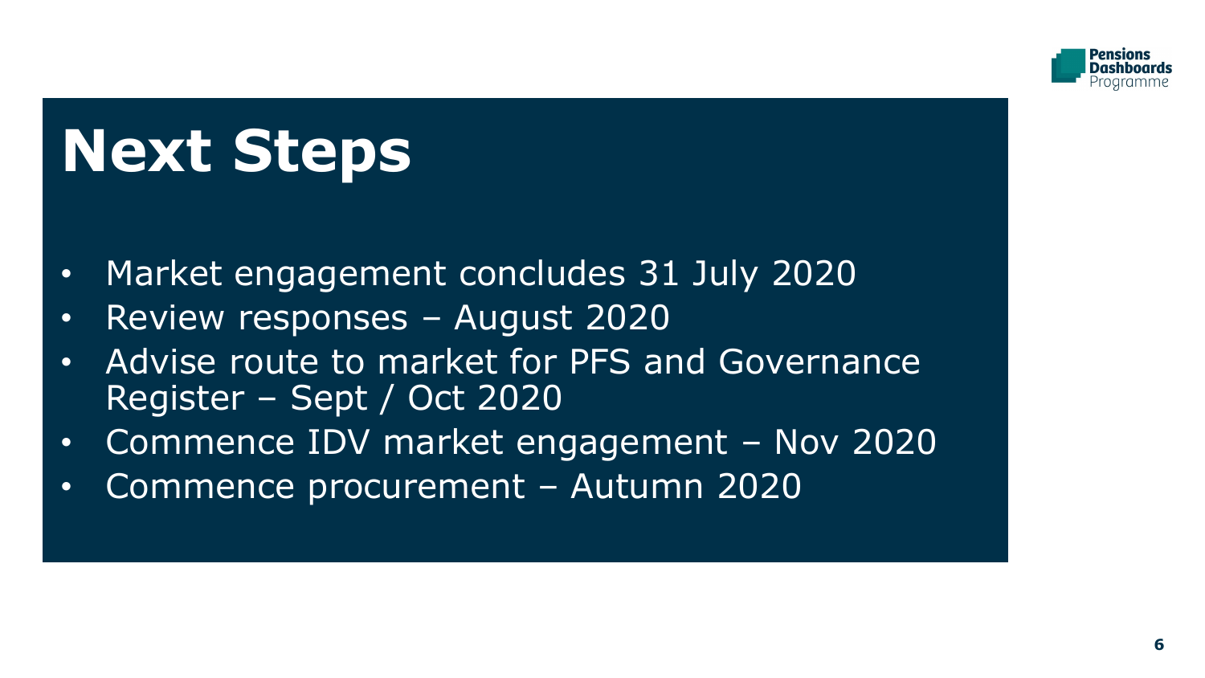# Next Steps

- Market engagement concludes 31 July 2020
- Review responses – August 2020
- Advise route to market for PFS and Governance Register – Sept / Oct 2020
- Commence IDV market engagement – Nov 2020
- Commence procurement – Autumn 2020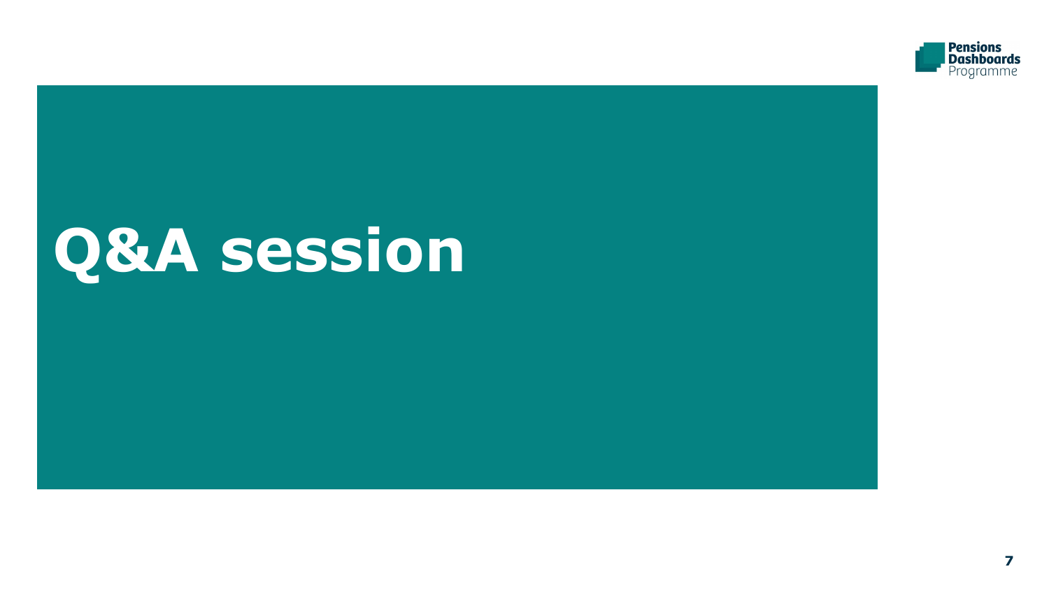# Q&A session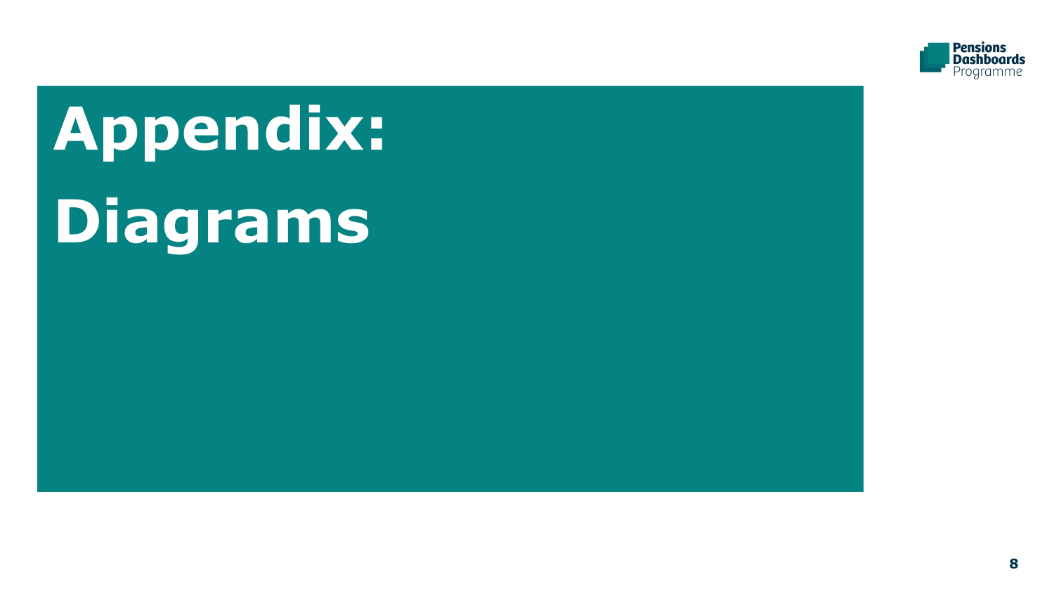# Appendix: Diagrams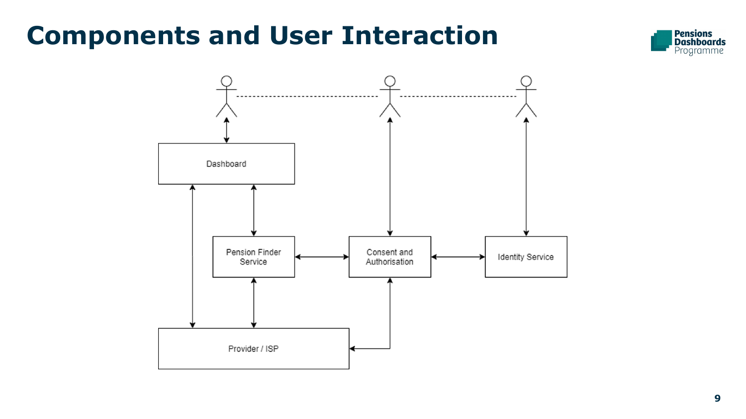# Components and User Interaction

Dashboard

Pension Finder Service

Consent and Authorisation

Identity Service

Provider / ISP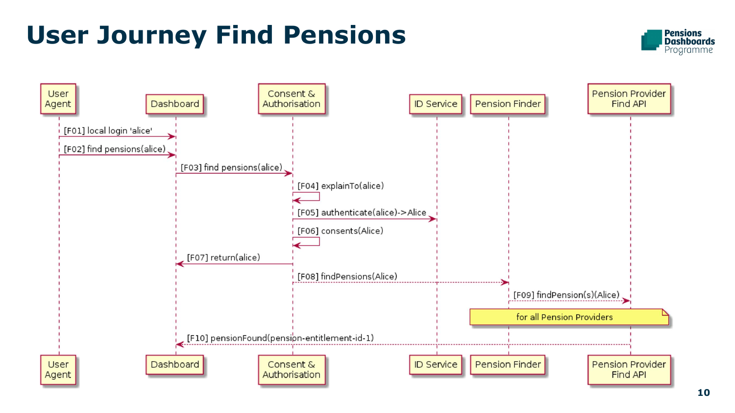# User Journey Find Pensions

User Agent

Dashboard

Consent & Authorisation

ID Service

Pension Finder

Pension Provider Find API

[F01] local login 'alice'

[F02] find pensions(alice)

[F03] find pensions(alice)

[F04] explainTo(alice)

[F05] authenticate(alice)->Alice

[F06] consents(Alice)

[F07] return(alice)

[F08] findPensions(Alice)

[F09] findPension(s)(Alice)

for all Pension Providers

[F10] pensionFound(pension-entitlement-id-1)

User Agent

Dashboard

Consent & Authorisation

ID Service

Pension Finder

Pension Provider Find API